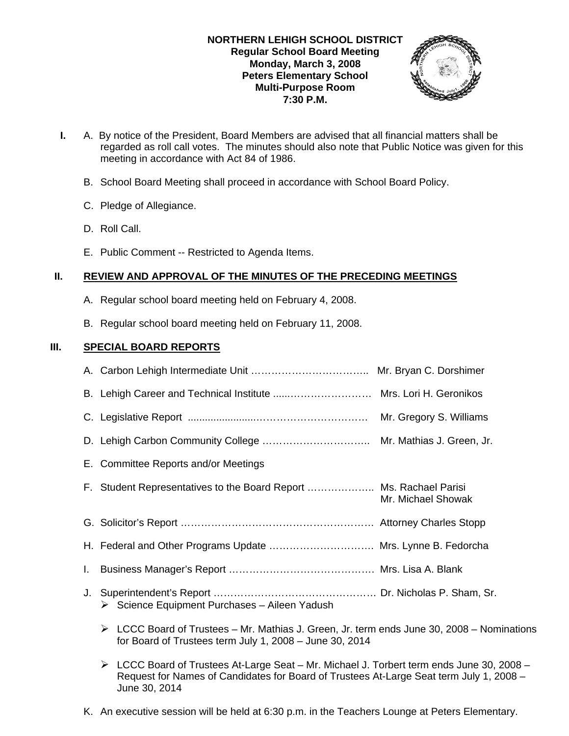**NORTHERN LEHIGH SCHOOL DISTRICT**
**Regular School Board Meeting**
**Monday, March 3, 2008**
**Peters Elementary School**
**Multi-Purpose Room**
**7:30 P.M.**

**I.** A. By notice of the President, Board Members are advised that all financial matters shall be regarded as roll call votes. The minutes should also note that Public Notice was given for this meeting in accordance with Act 84 of 1986.

B. School Board Meeting shall proceed in accordance with School Board Policy.

C. Pledge of Allegiance.

D. Roll Call.

E. Public Comment -- Restricted to Agenda Items.

## II. REVIEW AND APPROVAL OF THE MINUTES OF THE PRECEDING MEETINGS

A. Regular school board meeting held on February 4, 2008.

B. Regular school board meeting held on February 11, 2008.

## III. SPECIAL BOARD REPORTS

A. Carbon Lehigh Intermediate Unit …………………………….. Mr. Bryan C. Dorshimer

B. Lehigh Career and Technical Institute .....……………………… Mrs. Lori H. Geronikos

C. Legislative Report ......................…………………………… Mr. Gregory S. Williams

D. Lehigh Carbon Community College ………………………….. Mr. Mathias J. Green, Jr.

E. Committee Reports and/or Meetings

F. Student Representatives to the Board Report ……………….. Ms. Rachael Parisi
Mr. Michael Showak

G. Solicitor's Report ………………………………………………. Attorney Charles Stopp

H. Federal and Other Programs Update …………………………. Mrs. Lynne B. Fedorcha

I. Business Manager's Report ……………………………………. Mrs. Lisa A. Blank

J. Superintendent's Report ………………………………………… Dr. Nicholas P. Sham, Sr.

- Science Equipment Purchases – Aileen Yadush
- LCCC Board of Trustees – Mr. Mathias J. Green, Jr. term ends June 30, 2008 – Nominations for Board of Trustees term July 1, 2008 – June 30, 2014
- LCCC Board of Trustees At-Large Seat – Mr. Michael J. Torbert term ends June 30, 2008 – Request for Names of Candidates for Board of Trustees At-Large Seat term July 1, 2008 – June 30, 2014

K. An executive session will be held at 6:30 p.m. in the Teachers Lounge at Peters Elementary.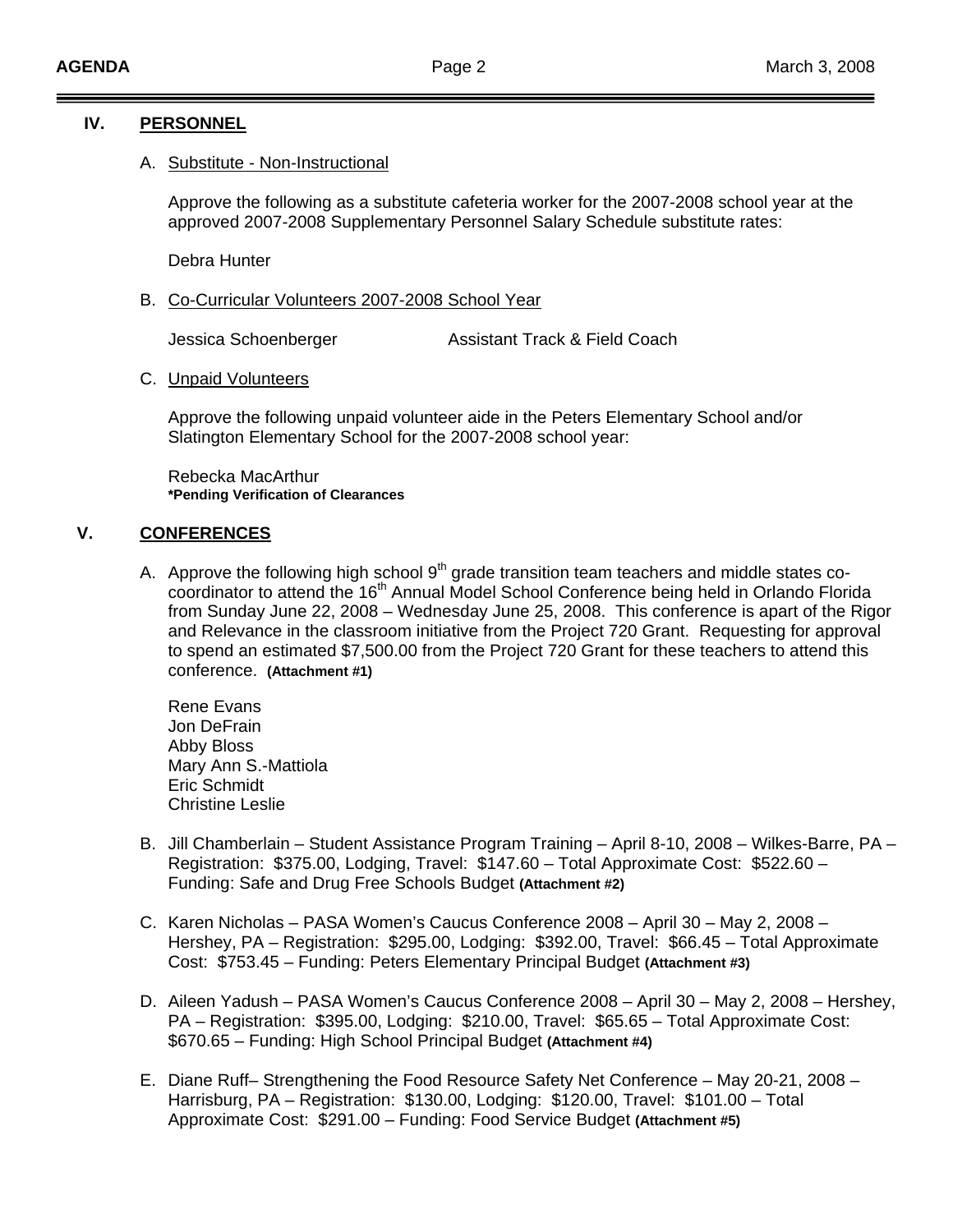## IV. PERSONNEL

A. Substitute - Non-Instructional

Approve the following as a substitute cafeteria worker for the 2007-2008 school year at the approved 2007-2008 Supplementary Personnel Salary Schedule substitute rates:

Debra Hunter

B. Co-Curricular Volunteers 2007-2008 School Year

Jessica Schoenberger — Assistant Track & Field Coach

C. Unpaid Volunteers

Approve the following unpaid volunteer aide in the Peters Elementary School and/or Slatington Elementary School for the 2007-2008 school year:

Rebecka MacArthur
**\*Pending Verification of Clearances**

## V. CONFERENCES

A. Approve the following high school 9th grade transition team teachers and middle states co-coordinator to attend the 16th Annual Model School Conference being held in Orlando Florida from Sunday June 22, 2008 – Wednesday June 25, 2008. This conference is apart of the Rigor and Relevance in the classroom initiative from the Project 720 Grant. Requesting for approval to spend an estimated $7,500.00 from the Project 720 Grant for these teachers to attend this conference. **(Attachment #1)**

Rene Evans
Jon DeFrain
Abby Bloss
Mary Ann S.-Mattiola
Eric Schmidt
Christine Leslie

B. Jill Chamberlain – Student Assistance Program Training – April 8-10, 2008 – Wilkes-Barre, PA – Registration: $375.00, Lodging, Travel: $147.60 – Total Approximate Cost: $522.60 – Funding: Safe and Drug Free Schools Budget **(Attachment #2)**

C. Karen Nicholas – PASA Women's Caucus Conference 2008 – April 30 – May 2, 2008 – Hershey, PA – Registration: $295.00, Lodging: $392.00, Travel: $66.45 – Total Approximate Cost: $753.45 – Funding: Peters Elementary Principal Budget **(Attachment #3)**

D. Aileen Yadush – PASA Women's Caucus Conference 2008 – April 30 – May 2, 2008 – Hershey, PA – Registration: $395.00, Lodging: $210.00, Travel: $65.65 – Total Approximate Cost: $670.65 – Funding: High School Principal Budget **(Attachment #4)**

E. Diane Ruff– Strengthening the Food Resource Safety Net Conference – May 20-21, 2008 – Harrisburg, PA – Registration: $130.00, Lodging: $120.00, Travel: $101.00 – Total Approximate Cost: $291.00 – Funding: Food Service Budget **(Attachment #5)**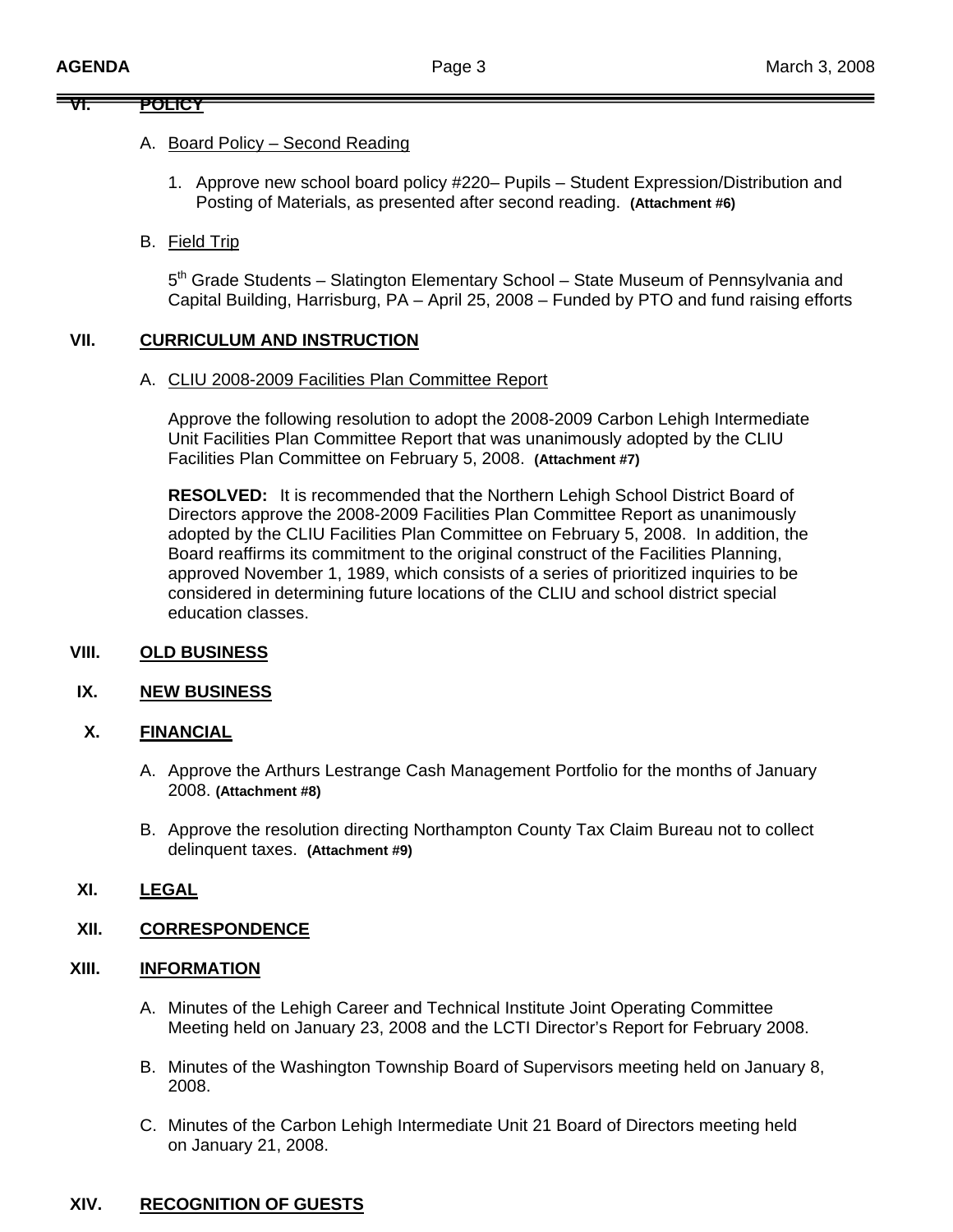## VI. POLICY

A. Board Policy – Second Reading

1. Approve new school board policy #220– Pupils – Student Expression/Distribution and Posting of Materials, as presented after second reading. **(Attachment #6)**

B. Field Trip

5th Grade Students – Slatington Elementary School – State Museum of Pennsylvania and Capital Building, Harrisburg, PA – April 25, 2008 – Funded by PTO and fund raising efforts

## VII. CURRICULUM AND INSTRUCTION

A. CLIU 2008-2009 Facilities Plan Committee Report

Approve the following resolution to adopt the 2008-2009 Carbon Lehigh Intermediate Unit Facilities Plan Committee Report that was unanimously adopted by the CLIU Facilities Plan Committee on February 5, 2008. **(Attachment #7)**

**RESOLVED:** It is recommended that the Northern Lehigh School District Board of Directors approve the 2008-2009 Facilities Plan Committee Report as unanimously adopted by the CLIU Facilities Plan Committee on February 5, 2008. In addition, the Board reaffirms its commitment to the original construct of the Facilities Planning, approved November 1, 1989, which consists of a series of prioritized inquiries to be considered in determining future locations of the CLIU and school district special education classes.

## VIII. OLD BUSINESS

## IX. NEW BUSINESS

## X. FINANCIAL

A. Approve the Arthurs Lestrange Cash Management Portfolio for the months of January 2008. **(Attachment #8)**

B. Approve the resolution directing Northampton County Tax Claim Bureau not to collect delinquent taxes. **(Attachment #9)**

## XI. LEGAL

## XII. CORRESPONDENCE

## XIII. INFORMATION

A. Minutes of the Lehigh Career and Technical Institute Joint Operating Committee Meeting held on January 23, 2008 and the LCTI Director's Report for February 2008.

B. Minutes of the Washington Township Board of Supervisors meeting held on January 8, 2008.

C. Minutes of the Carbon Lehigh Intermediate Unit 21 Board of Directors meeting held on January 21, 2008.

## XIV. RECOGNITION OF GUESTS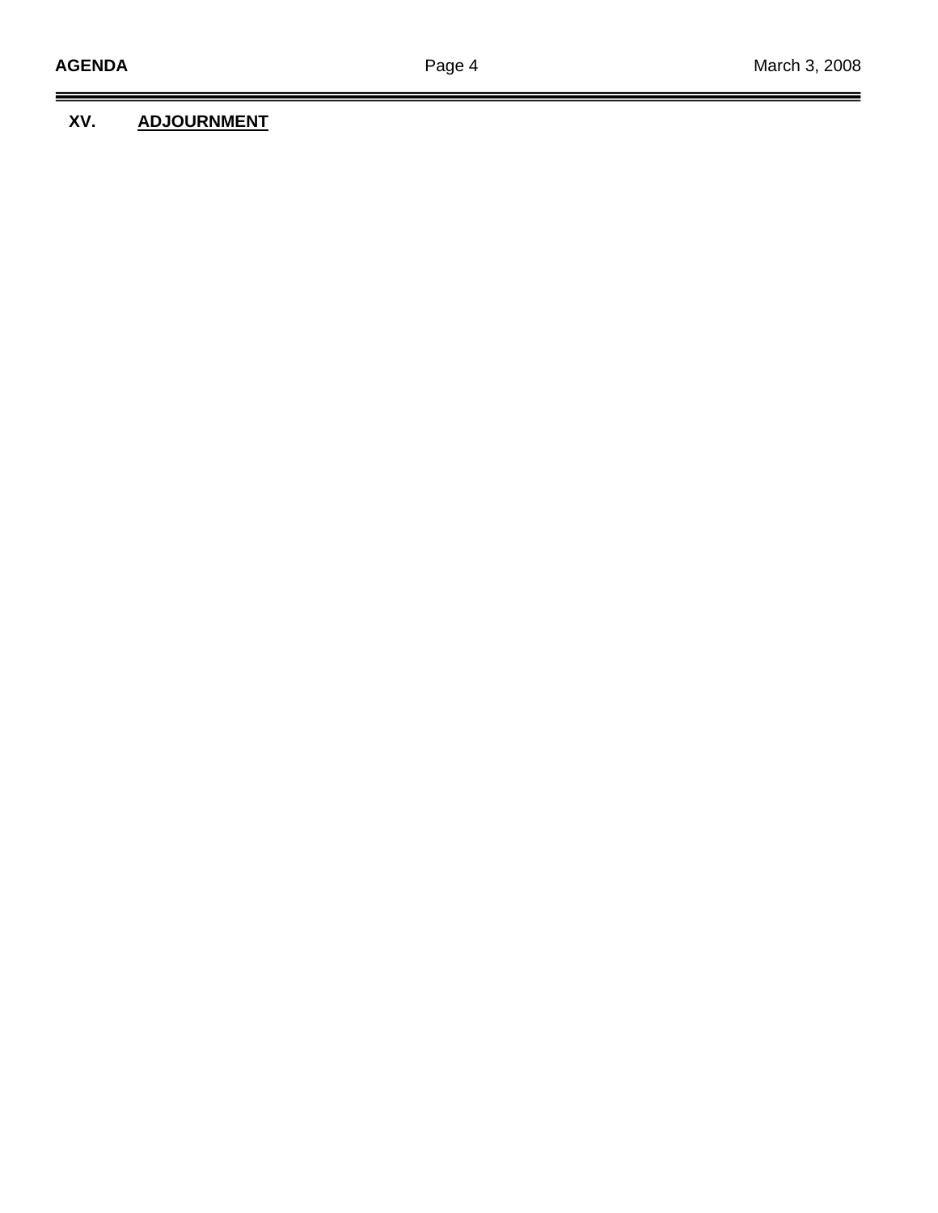**XV. ADJOURNMENT**